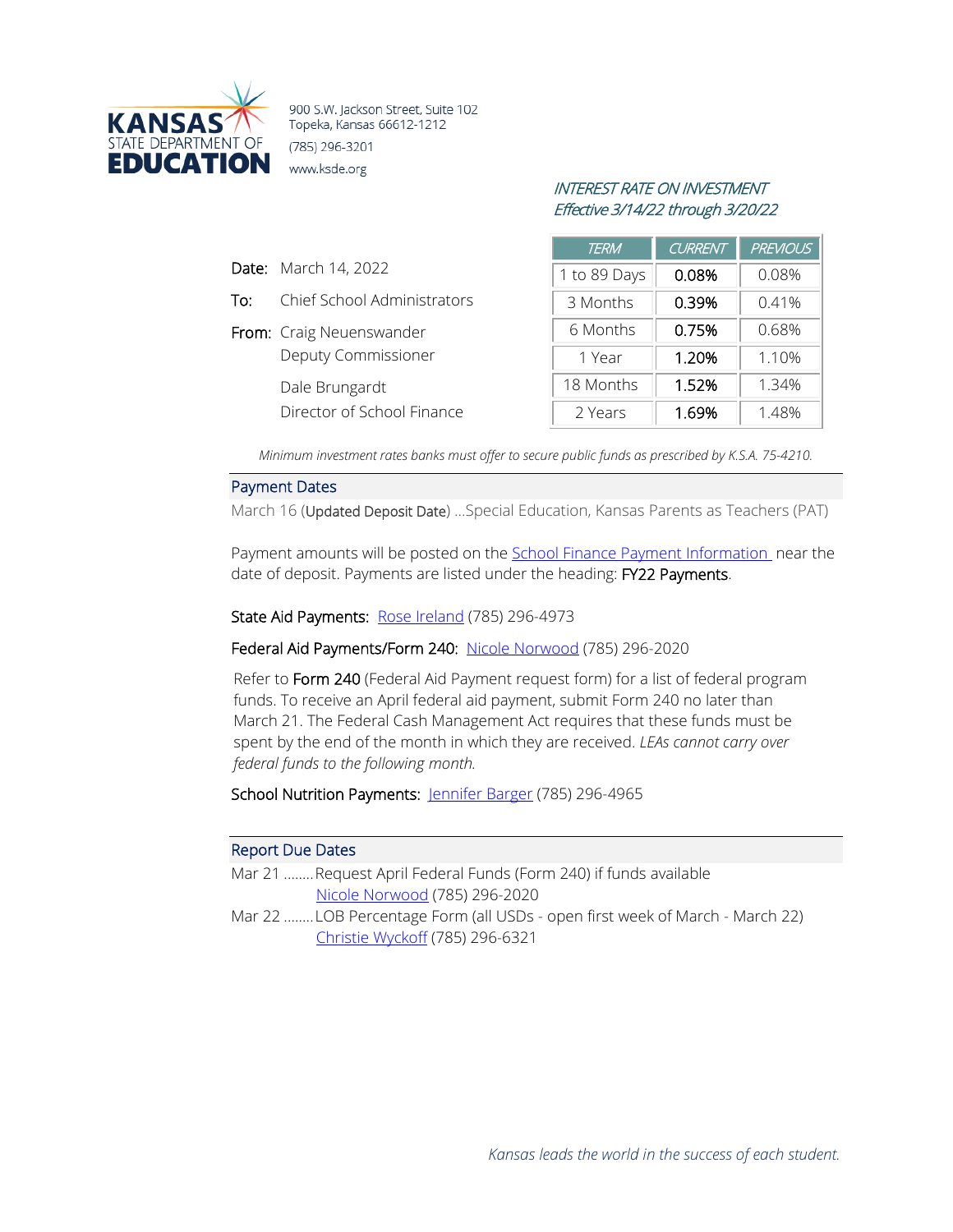KANSAS STATE DEPARTMENT OF EDUCATION

900 S.W. Jackson Street, Suite 102
Topeka, Kansas 66612-1212
(785) 296-3201
www.ksde.org

*INTEREST RATE ON INVESTMENT*
*Effective 3/14/22 through 3/20/22*

| TERM | CURRENT | PREVIOUS |
|---|---|---|
| 1 to 89 Days | **0.08%** | 0.08% |
| 3 Months | **0.39%** | 0.41% |
| 6 Months | **0.75%** | 0.68% |
| 1 Year | **1.20%** | 1.10% |
| 18 Months | **1.52%** | 1.34% |
| 2 Years | **1.69%** | 1.48% |

**Date:** March 14, 2022

**To:** Chief School Administrators

**From:** Craig Neuenswander
Deputy Commissioner

Dale Brungardt
Director of School Finance

*Minimum investment rates banks must offer to secure public funds as prescribed by K.S.A. 75-4210.*

## Payment Dates

March 16 (**Updated Deposit Date**) ...Special Education, Kansas Parents as Teachers (PAT)

Payment amounts will be posted on the School Finance Payment Information near the date of deposit. Payments are listed under the heading: **FY22 Payments**.

**State Aid Payments:** Rose Ireland (785) 296-4973

**Federal Aid Payments/Form 240:** Nicole Norwood (785) 296-2020

Refer to **Form 240** (Federal Aid Payment request form) for a list of federal program funds. To receive an April federal aid payment, submit Form 240 no later than March 21. The Federal Cash Management Act requires that these funds must be spent by the end of the month in which they are received. *LEAs cannot carry over federal funds to the following month.*

**School Nutrition Payments:** Jennifer Barger (785) 296-4965

## Report Due Dates

Mar 21 ........Request April Federal Funds (Form 240) if funds available
Nicole Norwood (785) 296-2020

Mar 22 ........LOB Percentage Form (all USDs - open first week of March - March 22)
Christie Wyckoff (785) 296-6321

*Kansas leads the world in the success of each student.*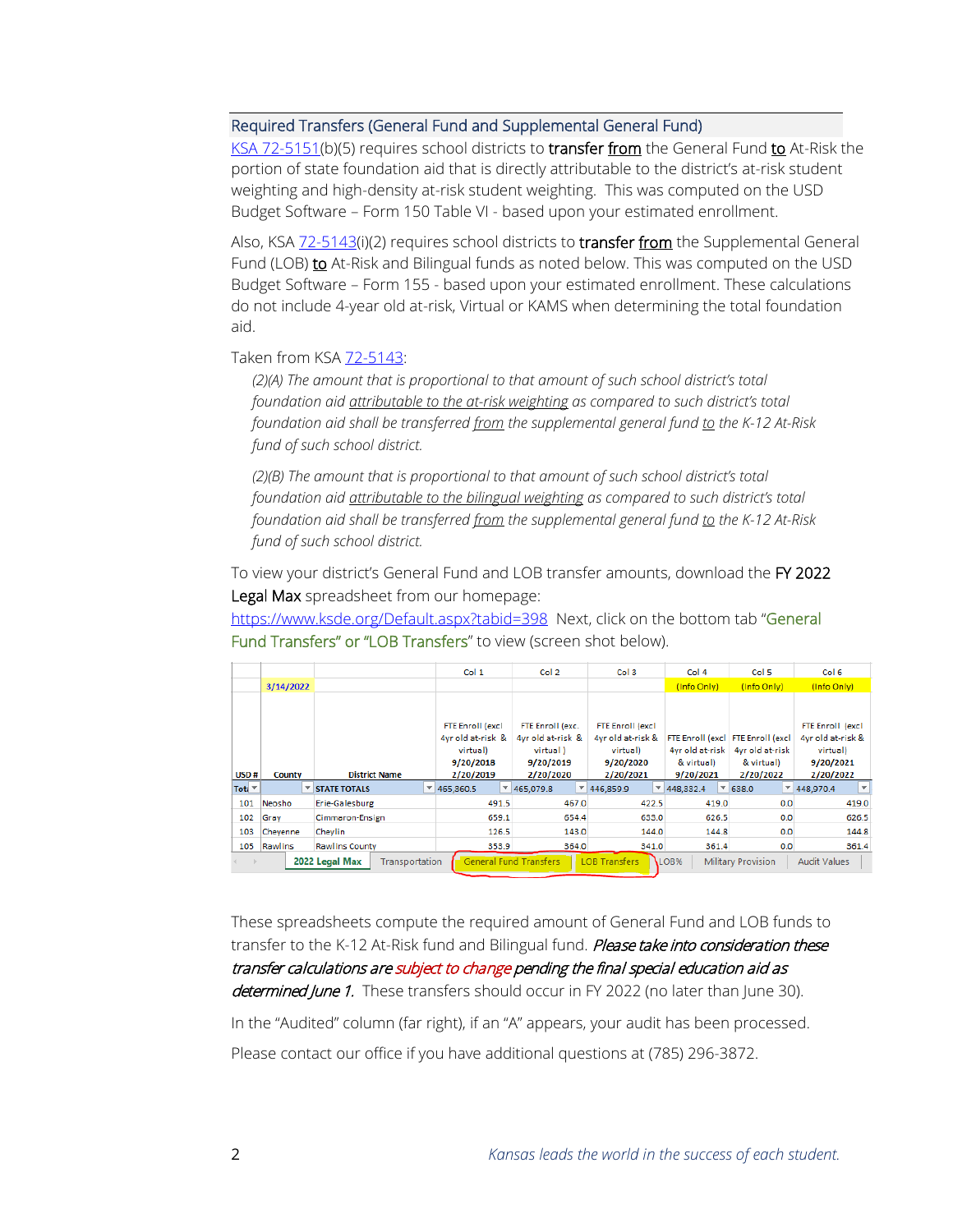## Required Transfers (General Fund and Supplemental General Fund)

KSA 72-5151(b)(5) requires school districts to **transfer from** the General Fund **to** At-Risk the portion of state foundation aid that is directly attributable to the district's at-risk student weighting and high-density at-risk student weighting. This was computed on the USD Budget Software – Form 150 Table VI - based upon your estimated enrollment.

Also, KSA 72-5143(i)(2) requires school districts to **transfer from** the Supplemental General Fund (LOB) **to** At-Risk and Bilingual funds as noted below. This was computed on the USD Budget Software – Form 155 - based upon your estimated enrollment. These calculations do not include 4-year old at-risk, Virtual or KAMS when determining the total foundation aid.

Taken from KSA 72-5143:

> *(2)(A) The amount that is proportional to that amount of such school district's total foundation aid attributable to the at-risk weighting as compared to such district's total foundation aid shall be transferred from the supplemental general fund to the K-12 At-Risk fund of such school district.*
>
> *(2)(B) The amount that is proportional to that amount of such school district's total foundation aid attributable to the bilingual weighting as compared to such district's total foundation aid shall be transferred from the supplemental general fund to the K-12 At-Risk fund of such school district.*

To view your district's General Fund and LOB transfer amounts, download the FY 2022 Legal Max spreadsheet from our homepage: https://www.ksde.org/Default.aspx?tabid=398 Next, click on the bottom tab "General Fund Transfers" or "LOB Transfers" to view (screen shot below).

| | 3/14/2022 | | Col 1 | Col 2 | Col 3 | Col 4 (Info Only) | Col 5 (Info Only) | Col 6 (Info Only) |
|---|---|---|---|---|---|---|---|---|
| USD # | County | District Name | FTE Enroll (excl 4yr old at-risk & virtual) 9/20/2018 2/20/2019 | FTE Enroll (exc. 4yr old at-risk & virtual ) 9/20/2019 2/20/2020 | FTE Enroll (excl 4yr old at-risk & virtual) 9/20/2020 2/20/2021 | FTE Enroll (excl 4yr old at-risk & virtual) 9/20/2021 | FTE Enroll (excl 4yr old at-risk & virtual) 2/20/2022 | FTE Enroll (excl 4yr old at-risk & virtual) 9/20/2021 2/20/2022 |
| Tot | | STATE TOTALS | 465,360.5 | 465,079.8 | 446,859.9 | 448,332.4 | 638.0 | 448,970.4 |
| 101 | Neosho | Erie-Galesburg | 491.5 | 467.0 | 422.5 | 419.0 | 0.0 | 419.0 |
| 102 | Gray | Cimmeron-Ensign | 659.1 | 654.4 | 633.0 | 626.5 | 0.0 | 626.5 |
| 103 | Cheyenne | Cheylin | 126.5 | 143.0 | 144.0 | 144.8 | 0.0 | 144.8 |
| 105 | Rawlins | Rawlins County | 353.9 | 354.0 | 341.0 | 361.4 | 0.0 | 361.4 |

Tabs: 2022 Legal Max | Transportation | General Fund Transfers | LOB Transfers | LOB% | Military Provision | Audit Values

These spreadsheets compute the required amount of General Fund and LOB funds to transfer to the K-12 At-Risk fund and Bilingual fund. *Please take into consideration these transfer calculations are subject to change pending the final special education aid as determined June 1.* These transfers should occur in FY 2022 (no later than June 30).

In the "Audited" column (far right), if an "A" appears, your audit has been processed.

Please contact our office if you have additional questions at (785) 296-3872.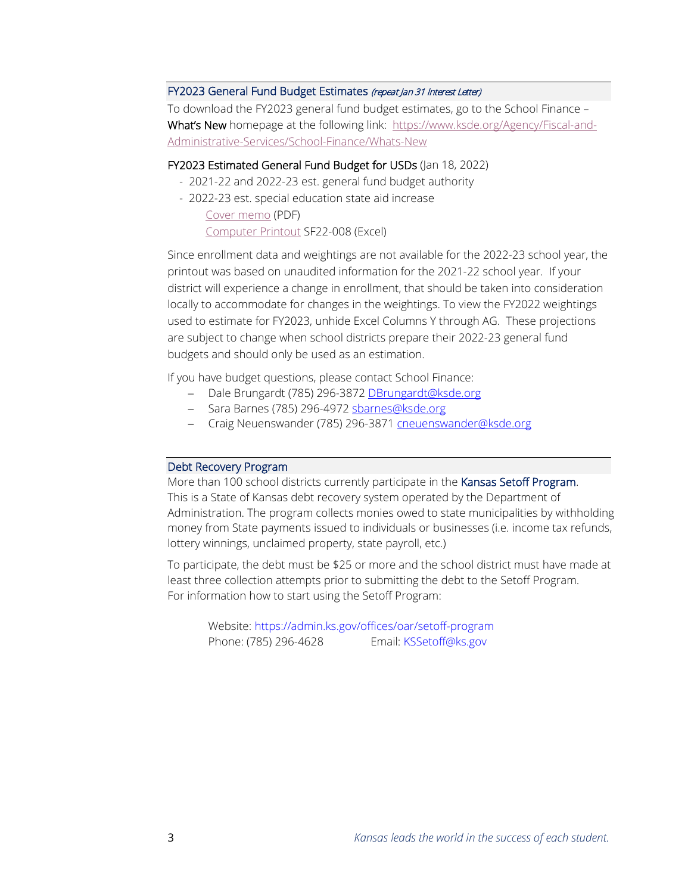## FY2023 General Fund Budget Estimates *(repeat Jan 31 Interest Letter)*

To download the FY2023 general fund budget estimates, go to the School Finance – **What's New** homepage at the following link: https://www.ksde.org/Agency/Fiscal-and-Administrative-Services/School-Finance/Whats-New

**FY2023 Estimated General Fund Budget for USDs** (Jan 18, 2022)

- 2021-22 and 2022-23 est. general fund budget authority
- 2022-23 est. special education state aid increase
    - Cover memo (PDF)
    - Computer Printout SF22-008 (Excel)

Since enrollment data and weightings are not available for the 2022-23 school year, the printout was based on unaudited information for the 2021-22 school year. If your district will experience a change in enrollment, that should be taken into consideration locally to accommodate for changes in the weightings. To view the FY2022 weightings used to estimate for FY2023, unhide Excel Columns Y through AG. These projections are subject to change when school districts prepare their 2022-23 general fund budgets and should only be used as an estimation.

If you have budget questions, please contact School Finance:

- Dale Brungardt (785) 296-3872 DBrungardt@ksde.org
- Sara Barnes (785) 296-4972 sbarnes@ksde.org
- Craig Neuenswander (785) 296-3871 cneuenswander@ksde.org

## Debt Recovery Program

More than 100 school districts currently participate in the **Kansas Setoff Program**. This is a State of Kansas debt recovery system operated by the Department of Administration. The program collects monies owed to state municipalities by withholding money from State payments issued to individuals or businesses (i.e. income tax refunds, lottery winnings, unclaimed property, state payroll, etc.)

To participate, the debt must be $25 or more and the school district must have made at least three collection attempts prior to submitting the debt to the Setoff Program. For information how to start using the Setoff Program:

Website: https://admin.ks.gov/offices/oar/setoff-program
Phone: (785) 296-4628 Email: KSSetoff@ks.gov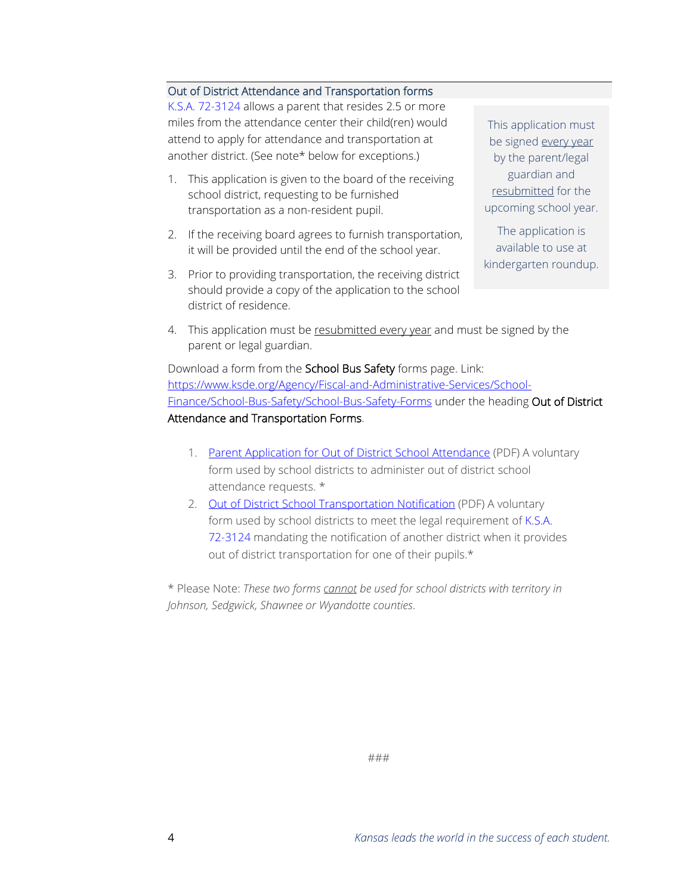## Out of District Attendance and Transportation forms

[K.S.A. 72-3124](#) allows a parent that resides 2.5 or more miles from the attendance center their child(ren) would attend to apply for attendance and transportation at another district. (See note* below for exceptions.)

> This application must be signed every year by the parent/legal guardian and resubmitted for the upcoming school year.
>
> The application is available to use at kindergarten roundup.

1. This application is given to the board of the receiving school district, requesting to be furnished transportation as a non-resident pupil.
2. If the receiving board agrees to furnish transportation, it will be provided until the end of the school year.
3. Prior to providing transportation, the receiving district should provide a copy of the application to the school district of residence.
4. This application must be resubmitted every year and must be signed by the parent or legal guardian.

Download a form from the **School Bus Safety** forms page. Link: [https://www.ksde.org/Agency/Fiscal-and-Administrative-Services/School-Finance/School-Bus-Safety/School-Bus-Safety-Forms](https://www.ksde.org/Agency/Fiscal-and-Administrative-Services/School-Finance/School-Bus-Safety/School-Bus-Safety-Forms) under the heading **Out of District Attendance and Transportation Forms**.

1. Parent Application for Out of District School Attendance (PDF) A voluntary form used by school districts to administer out of district school attendance requests. *
2. Out of District School Transportation Notification (PDF) A voluntary form used by school districts to meet the legal requirement of K.S.A. 72-3124 mandating the notification of another district when it provides out of district transportation for one of their pupils.*

* Please Note: *These two forms cannot be used for school districts with territory in Johnson, Sedgwick, Shawnee or Wyandotte counties.*

###